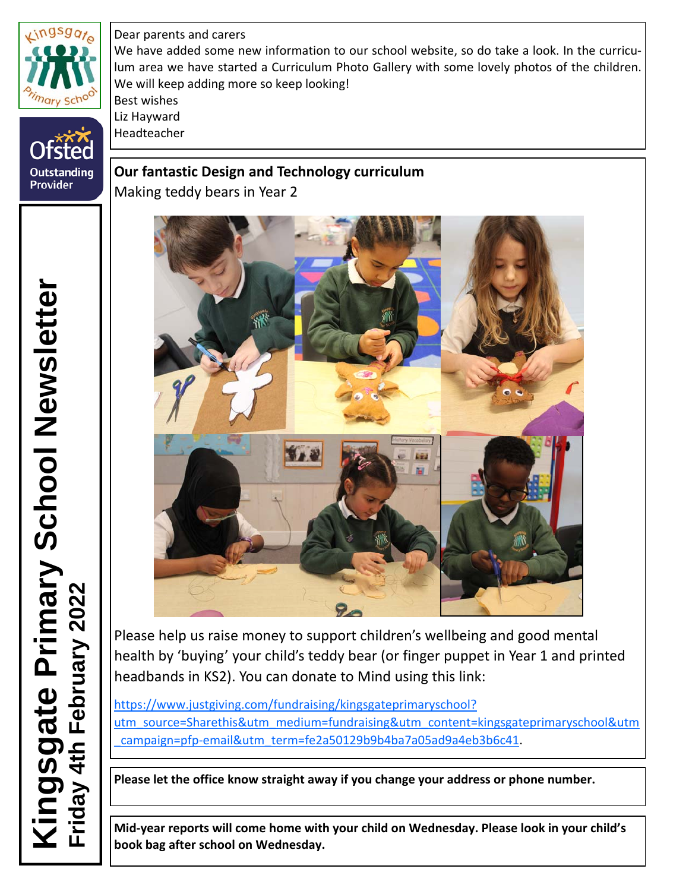# Kingsgate Primary School Newsletter

**Friday 4th February 2022**

Ofsted Outstanding Provider

Dear parents and carers

We have added some new information to our school website, so do take a look. In the curriculum area we have started a Curriculum Photo Gallery with some lovely photos of the children. We will keep adding more so keep looking!

Best wishes

Liz Hayward

Headteacher

## Our fantastic Design and Technology curriculum

Making teddy bears in Year 2

Please help us raise money to support children's wellbeing and good mental health by 'buying' your child's teddy bear (or finger puppet in Year 1 and printed headbands in KS2). You can donate to Mind using this link:

https://www.justgiving.com/fundraising/kingsgateprimaryschool?utm_source=Sharethis&utm_medium=fundraising&utm_content=kingsgateprimaryschool&utm_campaign=pfp-email&utm_term=fe2a50129b9b4ba7a05ad9a4eb3b6c41.

**Please let the office know straight away if you change your address or phone number.**

**Mid-year reports will come home with your child on Wednesday. Please look in your child's book bag after school on Wednesday.**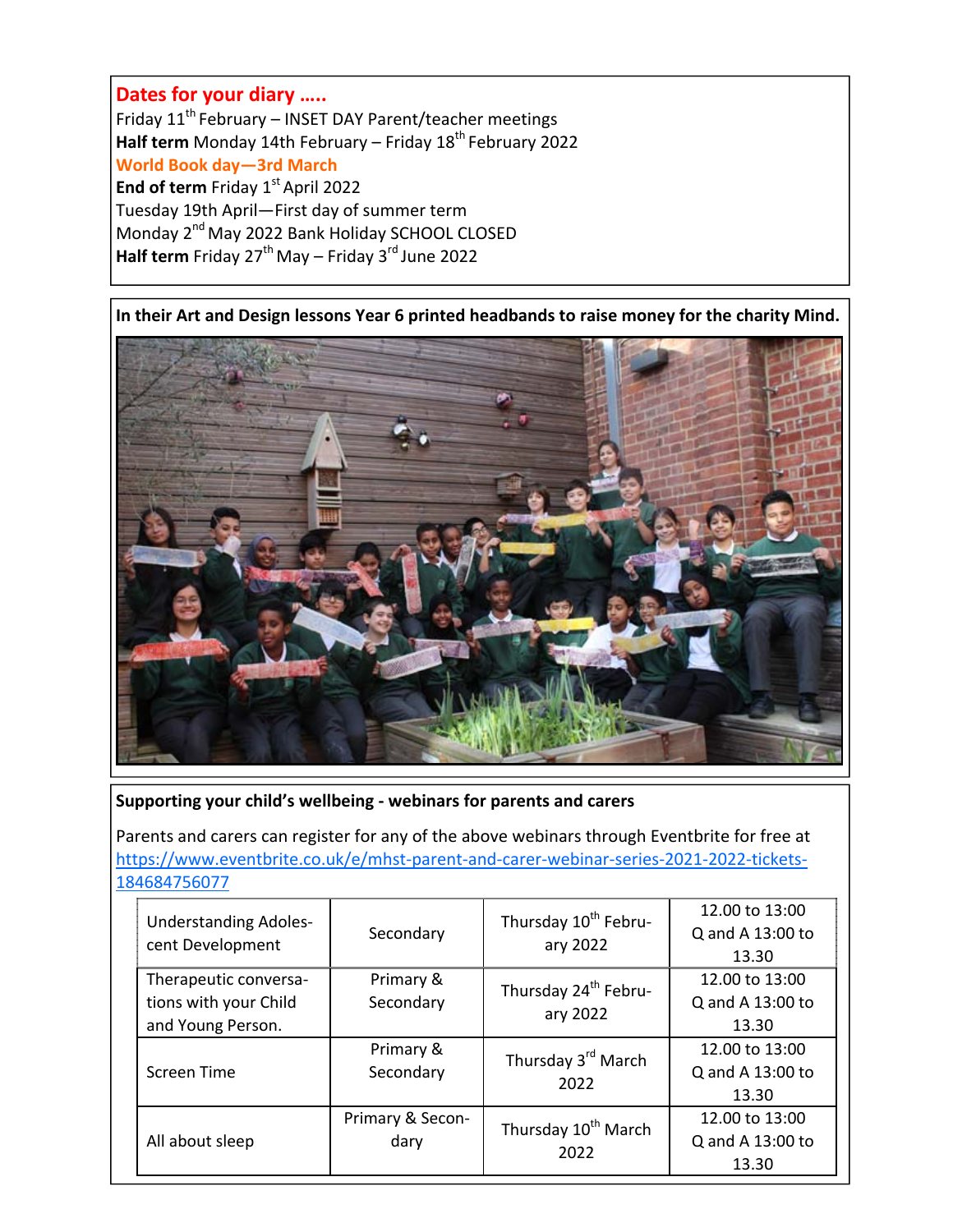## Dates for your diary …..

Friday 11th February – INSET DAY Parent/teacher meetings
**Half term** Monday 14th February – Friday 18th February 2022
**World Book day—3rd March**
**End of term** Friday 1st April 2022
Tuesday 19th April—First day of summer term
Monday 2nd May 2022 Bank Holiday SCHOOL CLOSED
**Half term** Friday 27th May – Friday 3rd June 2022

**In their Art and Design lessons Year 6 printed headbands to raise money for the charity Mind.**

**Supporting your child's wellbeing - webinars for parents and carers**

Parents and carers can register for any of the above webinars through Eventbrite for free at https://www.eventbrite.co.uk/e/mhst-parent-and-carer-webinar-series-2021-2022-tickets-184684756077

| | | | |
|---|---|---|---|
| Understanding Adolescent Development | Secondary | Thursday 10th February 2022 | 12.00 to 13:00 Q and A 13:00 to 13.30 |
| Therapeutic conversations with your Child and Young Person. | Primary & Secondary | Thursday 24th February 2022 | 12.00 to 13:00 Q and A 13:00 to 13.30 |
| Screen Time | Primary & Secondary | Thursday 3rd March 2022 | 12.00 to 13:00 Q and A 13:00 to 13.30 |
| All about sleep | Primary & Secondary | Thursday 10th March 2022 | 12.00 to 13:00 Q and A 13:00 to 13.30 |